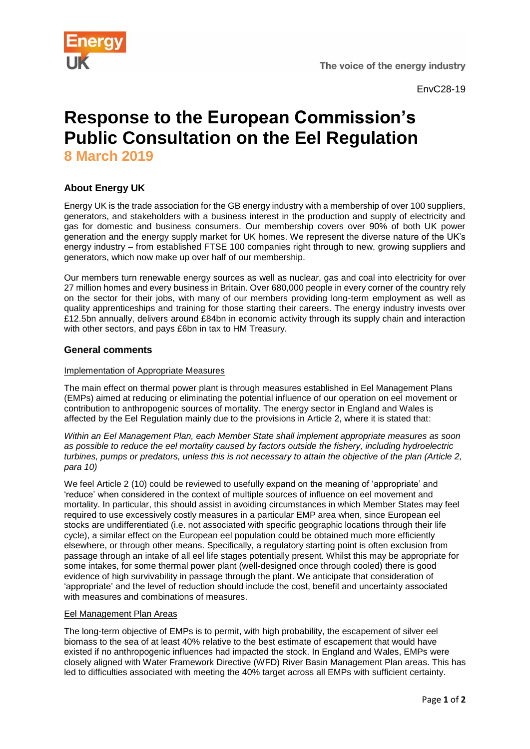EnvC28-19

# Response to the European Commission's Public Consultation on the Eel Regulation

**8 March 2019**

### About Energy UK

Energy UK is the trade association for the GB energy industry with a membership of over 100 suppliers, generators, and stakeholders with a business interest in the production and supply of electricity and gas for domestic and business consumers. Our membership covers over 90% of both UK power generation and the energy supply market for UK homes. We represent the diverse nature of the UK's energy industry – from established FTSE 100 companies right through to new, growing suppliers and generators, which now make up over half of our membership.

Our members turn renewable energy sources as well as nuclear, gas and coal into electricity for over 27 million homes and every business in Britain. Over 680,000 people in every corner of the country rely on the sector for their jobs, with many of our members providing long-term employment as well as quality apprenticeships and training for those starting their careers. The energy industry invests over £12.5bn annually, delivers around £84bn in economic activity through its supply chain and interaction with other sectors, and pays £6bn in tax to HM Treasury.

### General comments

Implementation of Appropriate Measures

The main effect on thermal power plant is through measures established in Eel Management Plans (EMPs) aimed at reducing or eliminating the potential influence of our operation on eel movement or contribution to anthropogenic sources of mortality. The energy sector in England and Wales is affected by the Eel Regulation mainly due to the provisions in Article 2, where it is stated that:

*Within an Eel Management Plan, each Member State shall implement appropriate measures as soon as possible to reduce the eel mortality caused by factors outside the fishery, including hydroelectric turbines, pumps or predators, unless this is not necessary to attain the objective of the plan (Article 2, para 10)*

We feel Article 2 (10) could be reviewed to usefully expand on the meaning of 'appropriate' and 'reduce' when considered in the context of multiple sources of influence on eel movement and mortality. In particular, this should assist in avoiding circumstances in which Member States may feel required to use excessively costly measures in a particular EMP area when, since European eel stocks are undifferentiated (i.e. not associated with specific geographic locations through their life cycle), a similar effect on the European eel population could be obtained much more efficiently elsewhere, or through other means. Specifically, a regulatory starting point is often exclusion from passage through an intake of all eel life stages potentially present. Whilst this may be appropriate for some intakes, for some thermal power plant (well-designed once through cooled) there is good evidence of high survivability in passage through the plant. We anticipate that consideration of 'appropriate' and the level of reduction should include the cost, benefit and uncertainty associated with measures and combinations of measures.

Eel Management Plan Areas

The long-term objective of EMPs is to permit, with high probability, the escapement of silver eel biomass to the sea of at least 40% relative to the best estimate of escapement that would have existed if no anthropogenic influences had impacted the stock. In England and Wales, EMPs were closely aligned with Water Framework Directive (WFD) River Basin Management Plan areas. This has led to difficulties associated with meeting the 40% target across all EMPs with sufficient certainty.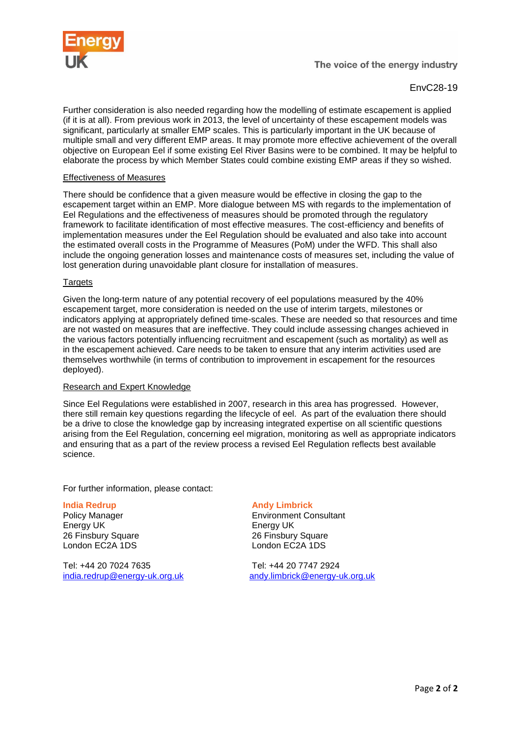EnvC28-19

Further consideration is also needed regarding how the modelling of estimate escapement is applied (if it is at all). From previous work in 2013, the level of uncertainty of these escapement models was significant, particularly at smaller EMP scales. This is particularly important in the UK because of multiple small and very different EMP areas. It may promote more effective achievement of the overall objective on European Eel if some existing Eel River Basins were to be combined. It may be helpful to elaborate the process by which Member States could combine existing EMP areas if they so wished.

## Effectiveness of Measures

There should be confidence that a given measure would be effective in closing the gap to the escapement target within an EMP. More dialogue between MS with regards to the implementation of Eel Regulations and the effectiveness of measures should be promoted through the regulatory framework to facilitate identification of most effective measures. The cost-efficiency and benefits of implementation measures under the Eel Regulation should be evaluated and also take into account the estimated overall costs in the Programme of Measures (PoM) under the WFD. This shall also include the ongoing generation losses and maintenance costs of measures set, including the value of lost generation during unavoidable plant closure for installation of measures.

## Targets

Given the long-term nature of any potential recovery of eel populations measured by the 40% escapement target, more consideration is needed on the use of interim targets, milestones or indicators applying at appropriately defined time-scales. These are needed so that resources and time are not wasted on measures that are ineffective. They could include assessing changes achieved in the various factors potentially influencing recruitment and escapement (such as mortality) as well as in the escapement achieved. Care needs to be taken to ensure that any interim activities used are themselves worthwhile (in terms of contribution to improvement in escapement for the resources deployed).

## Research and Expert Knowledge

Since Eel Regulations were established in 2007, research in this area has progressed. However, there still remain key questions regarding the lifecycle of eel. As part of the evaluation there should be a drive to close the knowledge gap by increasing integrated expertise on all scientific questions arising from the Eel Regulation, concerning eel migration, monitoring as well as appropriate indicators and ensuring that as a part of the review process a revised Eel Regulation reflects best available science.

For further information, please contact:

**India Redrup**
Policy Manager
Energy UK
26 Finsbury Square
London EC2A 1DS

Tel: +44 20 7024 7635
india.redrup@energy-uk.org.uk

**Andy Limbrick**
Environment Consultant
Energy UK
26 Finsbury Square
London EC2A 1DS

Tel: +44 20 7747 2924
andy.limbrick@energy-uk.org.uk